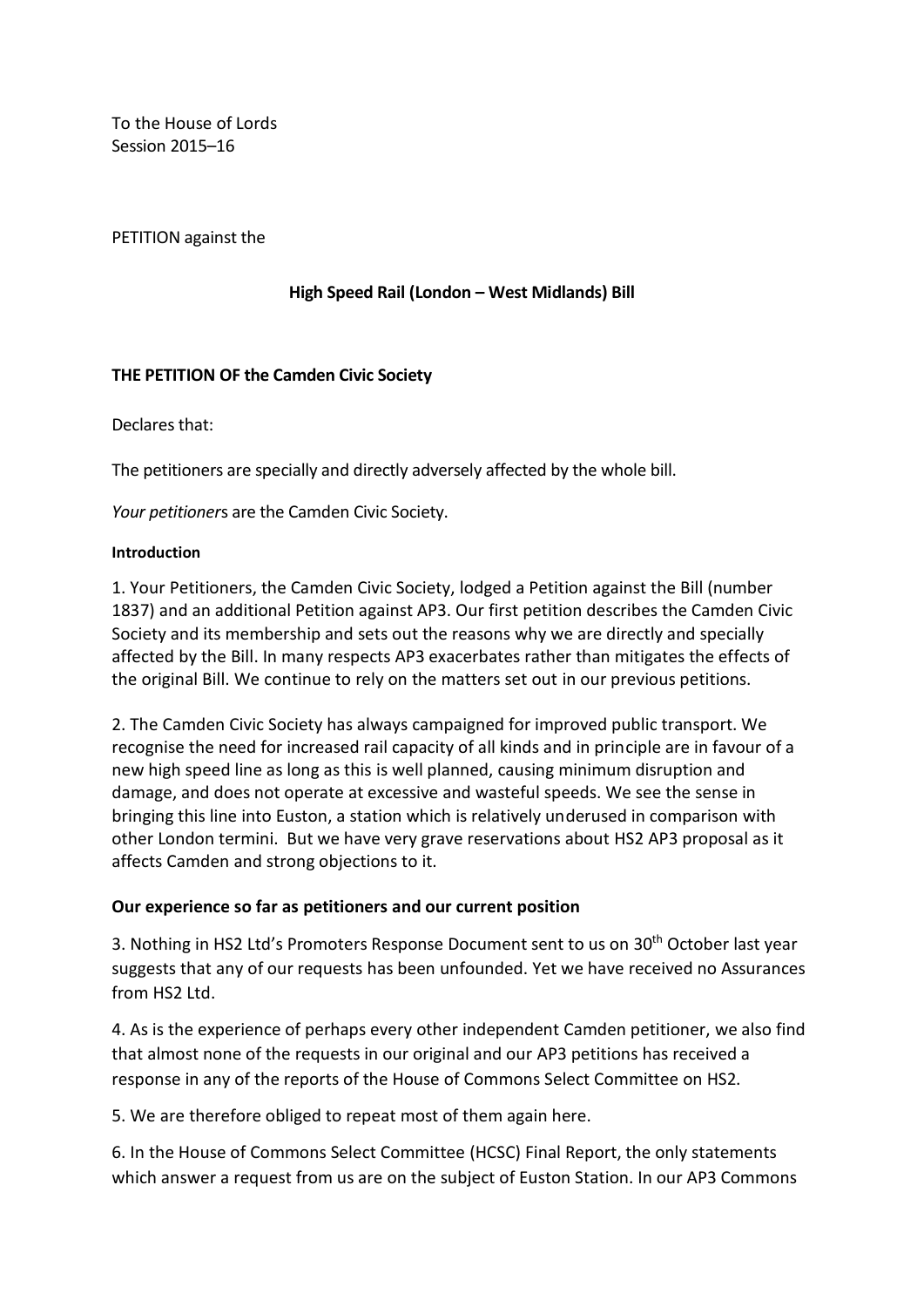To the House of Lords
Session 2015–16

PETITION against the

**High Speed Rail (London – West Midlands) Bill**

**THE PETITION OF the Camden Civic Society**

Declares that:

The petitioners are specially and directly adversely affected by the whole bill.

*Your petitioner*s are the Camden Civic Society.

#### Introduction

1. Your Petitioners, the Camden Civic Society, lodged a Petition against the Bill (number 1837) and an additional Petition against AP3. Our first petition describes the Camden Civic Society and its membership and sets out the reasons why we are directly and specially affected by the Bill. In many respects AP3 exacerbates rather than mitigates the effects of the original Bill. We continue to rely on the matters set out in our previous petitions.

2. The Camden Civic Society has always campaigned for improved public transport. We recognise the need for increased rail capacity of all kinds and in principle are in favour of a new high speed line as long as this is well planned, causing minimum disruption and damage, and does not operate at excessive and wasteful speeds. We see the sense in bringing this line into Euston, a station which is relatively underused in comparison with other London termini. But we have very grave reservations about HS2 AP3 proposal as it affects Camden and strong objections to it.

### Our experience so far as petitioners and our current position

3. Nothing in HS2 Ltd's Promoters Response Document sent to us on 30th October last year suggests that any of our requests has been unfounded. Yet we have received no Assurances from HS2 Ltd.

4. As is the experience of perhaps every other independent Camden petitioner, we also find that almost none of the requests in our original and our AP3 petitions has received a response in any of the reports of the House of Commons Select Committee on HS2.

5. We are therefore obliged to repeat most of them again here.

6. In the House of Commons Select Committee (HCSC) Final Report, the only statements which answer a request from us are on the subject of Euston Station. In our AP3 Commons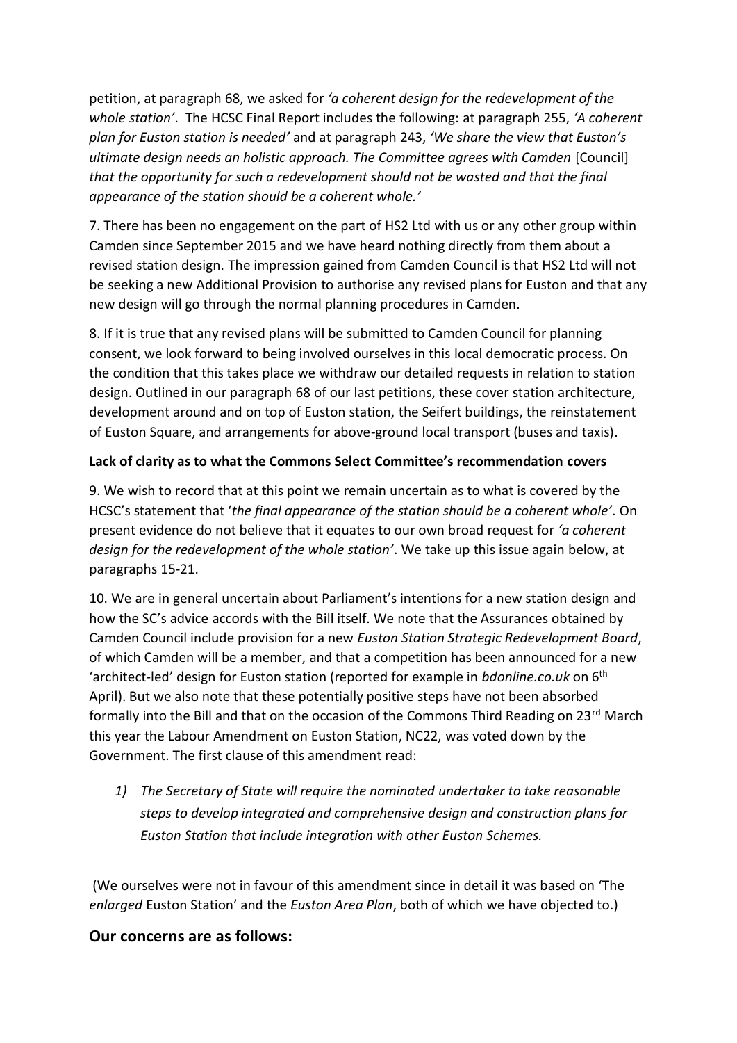petition, at paragraph 68, we asked for *'a coherent design for the redevelopment of the whole station'*. The HCSC Final Report includes the following: at paragraph 255, *'A coherent plan for Euston station is needed'* and at paragraph 243, *'We share the view that Euston's ultimate design needs an holistic approach. The Committee agrees with Camden* [Council] *that the opportunity for such a redevelopment should not be wasted and that the final appearance of the station should be a coherent whole.'*

7. There has been no engagement on the part of HS2 Ltd with us or any other group within Camden since September 2015 and we have heard nothing directly from them about a revised station design. The impression gained from Camden Council is that HS2 Ltd will not be seeking a new Additional Provision to authorise any revised plans for Euston and that any new design will go through the normal planning procedures in Camden.

8. If it is true that any revised plans will be submitted to Camden Council for planning consent, we look forward to being involved ourselves in this local democratic process. On the condition that this takes place we withdraw our detailed requests in relation to station design. Outlined in our paragraph 68 of our last petitions, these cover station architecture, development around and on top of Euston station, the Seifert buildings, the reinstatement of Euston Square, and arrangements for above-ground local transport (buses and taxis).

**Lack of clarity as to what the Commons Select Committee's recommendation covers**

9. We wish to record that at this point we remain uncertain as to what is covered by the HCSC's statement that '*the final appearance of the station should be a coherent whole'*. On present evidence do not believe that it equates to our own broad request for *'a coherent design for the redevelopment of the whole station'*. We take up this issue again below, at paragraphs 15-21.

10. We are in general uncertain about Parliament's intentions for a new station design and how the SC's advice accords with the Bill itself. We note that the Assurances obtained by Camden Council include provision for a new *Euston Station Strategic Redevelopment Board*, of which Camden will be a member, and that a competition has been announced for a new 'architect-led' design for Euston station (reported for example in *bdonline.co.uk* on 6th April). But we also note that these potentially positive steps have not been absorbed formally into the Bill and that on the occasion of the Commons Third Reading on 23rd March this year the Labour Amendment on Euston Station, NC22, was voted down by the Government. The first clause of this amendment read:

1) *The Secretary of State will require the nominated undertaker to take reasonable steps to develop integrated and comprehensive design and construction plans for Euston Station that include integration with other Euston Schemes.*

(We ourselves were not in favour of this amendment since in detail it was based on 'The *enlarged* Euston Station' and the *Euston Area Plan*, both of which we have objected to.)

## Our concerns are as follows: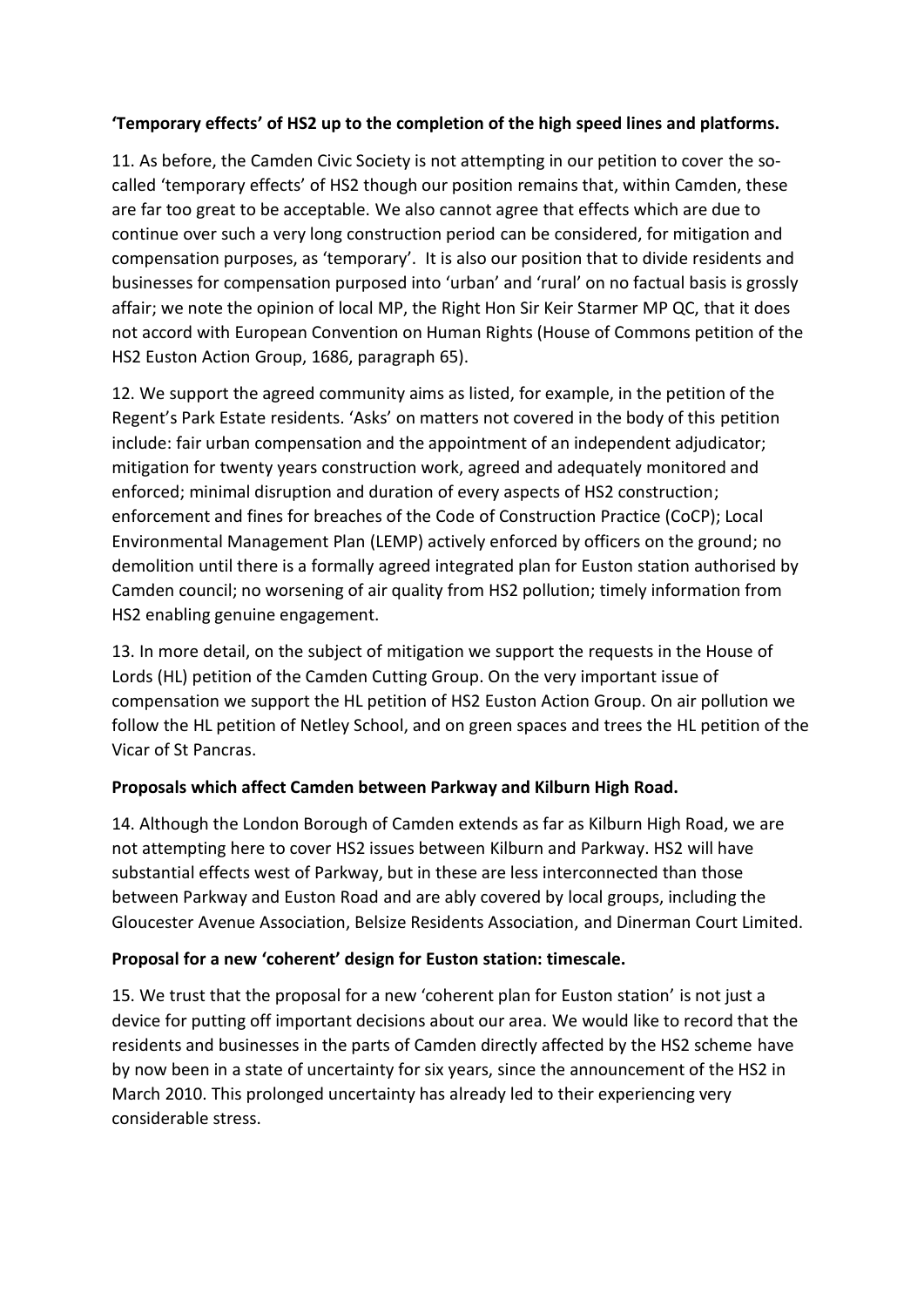**'Temporary effects' of HS2 up to the completion of the high speed lines and platforms.**

11. As before, the Camden Civic Society is not attempting in our petition to cover the so-called 'temporary effects' of HS2 though our position remains that, within Camden, these are far too great to be acceptable. We also cannot agree that effects which are due to continue over such a very long construction period can be considered, for mitigation and compensation purposes, as 'temporary'. It is also our position that to divide residents and businesses for compensation purposed into 'urban' and 'rural' on no factual basis is grossly affair; we note the opinion of local MP, the Right Hon Sir Keir Starmer MP QC, that it does not accord with European Convention on Human Rights (House of Commons petition of the HS2 Euston Action Group, 1686, paragraph 65).

12. We support the agreed community aims as listed, for example, in the petition of the Regent's Park Estate residents. 'Asks' on matters not covered in the body of this petition include: fair urban compensation and the appointment of an independent adjudicator; mitigation for twenty years construction work, agreed and adequately monitored and enforced; minimal disruption and duration of every aspects of HS2 construction; enforcement and fines for breaches of the Code of Construction Practice (CoCP); Local Environmental Management Plan (LEMP) actively enforced by officers on the ground; no demolition until there is a formally agreed integrated plan for Euston station authorised by Camden council; no worsening of air quality from HS2 pollution; timely information from HS2 enabling genuine engagement.

13. In more detail, on the subject of mitigation we support the requests in the House of Lords (HL) petition of the Camden Cutting Group. On the very important issue of compensation we support the HL petition of HS2 Euston Action Group. On air pollution we follow the HL petition of Netley School, and on green spaces and trees the HL petition of the Vicar of St Pancras.

**Proposals which affect Camden between Parkway and Kilburn High Road.**

14. Although the London Borough of Camden extends as far as Kilburn High Road, we are not attempting here to cover HS2 issues between Kilburn and Parkway. HS2 will have substantial effects west of Parkway, but in these are less interconnected than those between Parkway and Euston Road and are ably covered by local groups, including the Gloucester Avenue Association, Belsize Residents Association, and Dinerman Court Limited.

**Proposal for a new 'coherent' design for Euston station: timescale.**

15. We trust that the proposal for a new 'coherent plan for Euston station' is not just a device for putting off important decisions about our area. We would like to record that the residents and businesses in the parts of Camden directly affected by the HS2 scheme have by now been in a state of uncertainty for six years, since the announcement of the HS2 in March 2010. This prolonged uncertainty has already led to their experiencing very considerable stress.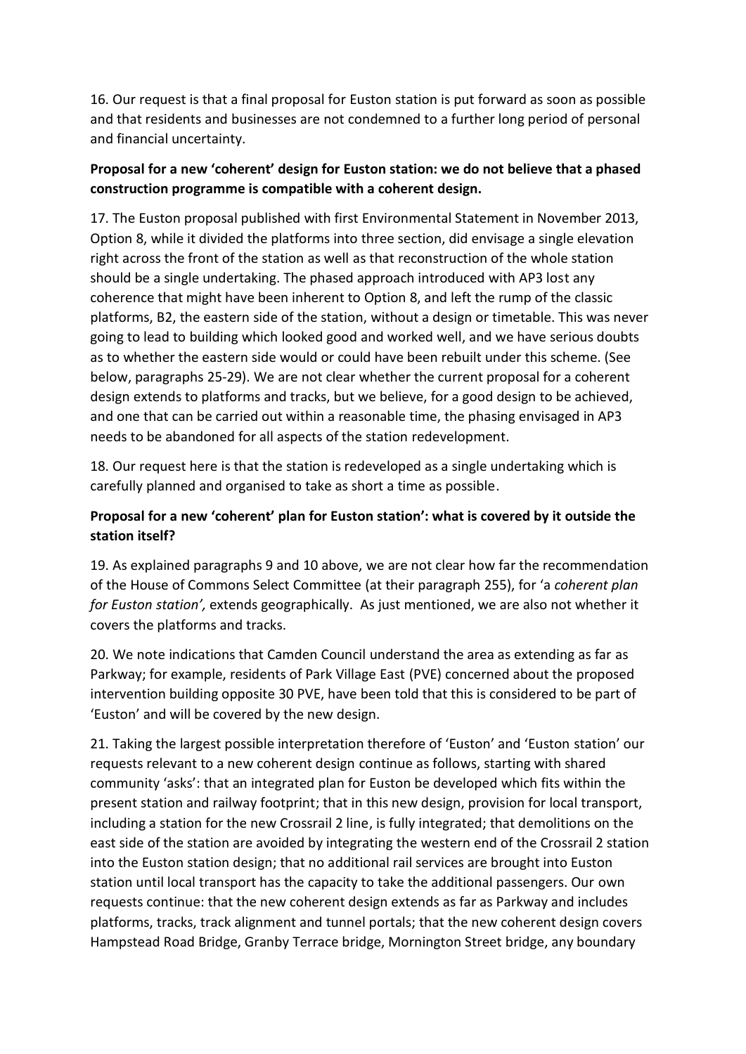16. Our request is that a final proposal for Euston station is put forward as soon as possible and that residents and businesses are not condemned to a further long period of personal and financial uncertainty.

**Proposal for a new 'coherent' design for Euston station: we do not believe that a phased construction programme is compatible with a coherent design.**

17. The Euston proposal published with first Environmental Statement in November 2013, Option 8, while it divided the platforms into three section, did envisage a single elevation right across the front of the station as well as that reconstruction of the whole station should be a single undertaking. The phased approach introduced with AP3 lost any coherence that might have been inherent to Option 8, and left the rump of the classic platforms, B2, the eastern side of the station, without a design or timetable. This was never going to lead to building which looked good and worked well, and we have serious doubts as to whether the eastern side would or could have been rebuilt under this scheme. (See below, paragraphs 25-29). We are not clear whether the current proposal for a coherent design extends to platforms and tracks, but we believe, for a good design to be achieved, and one that can be carried out within a reasonable time, the phasing envisaged in AP3 needs to be abandoned for all aspects of the station redevelopment.

18. Our request here is that the station is redeveloped as a single undertaking which is carefully planned and organised to take as short a time as possible.

**Proposal for a new 'coherent' plan for Euston station': what is covered by it outside the station itself?**

19. As explained paragraphs 9 and 10 above, we are not clear how far the recommendation of the House of Commons Select Committee (at their paragraph 255), for 'a *coherent plan for Euston station',* extends geographically. As just mentioned, we are also not whether it covers the platforms and tracks.

20. We note indications that Camden Council understand the area as extending as far as Parkway; for example, residents of Park Village East (PVE) concerned about the proposed intervention building opposite 30 PVE, have been told that this is considered to be part of 'Euston' and will be covered by the new design.

21. Taking the largest possible interpretation therefore of 'Euston' and 'Euston station' our requests relevant to a new coherent design continue as follows, starting with shared community 'asks': that an integrated plan for Euston be developed which fits within the present station and railway footprint; that in this new design, provision for local transport, including a station for the new Crossrail 2 line, is fully integrated; that demolitions on the east side of the station are avoided by integrating the western end of the Crossrail 2 station into the Euston station design; that no additional rail services are brought into Euston station until local transport has the capacity to take the additional passengers. Our own requests continue: that the new coherent design extends as far as Parkway and includes platforms, tracks, track alignment and tunnel portals; that the new coherent design covers Hampstead Road Bridge, Granby Terrace bridge, Mornington Street bridge, any boundary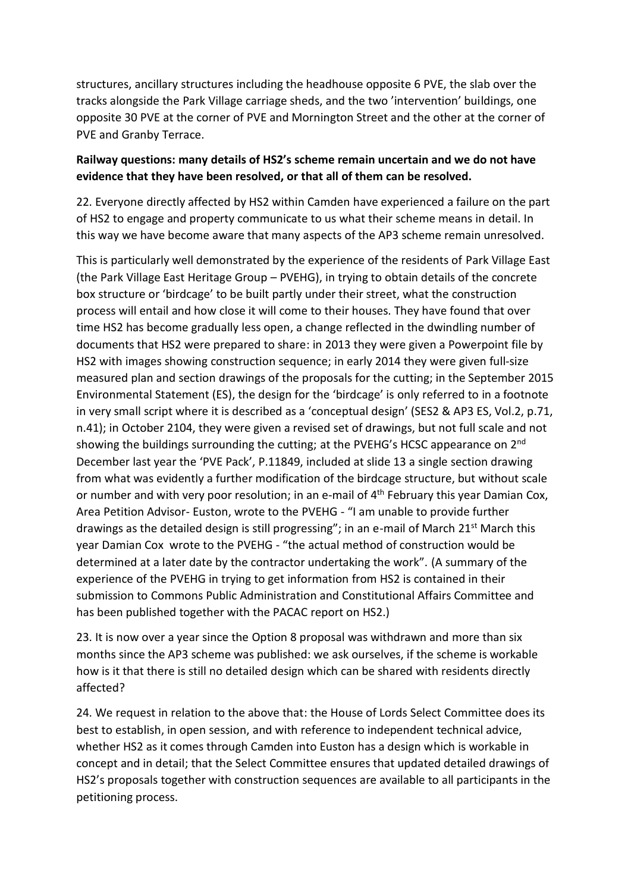structures, ancillary structures including the headhouse opposite 6 PVE, the slab over the tracks alongside the Park Village carriage sheds, and the two 'intervention' buildings, one opposite 30 PVE at the corner of PVE and Mornington Street and the other at the corner of PVE and Granby Terrace.

**Railway questions: many details of HS2's scheme remain uncertain and we do not have evidence that they have been resolved, or that all of them can be resolved.**

22. Everyone directly affected by HS2 within Camden have experienced a failure on the part of HS2 to engage and property communicate to us what their scheme means in detail. In this way we have become aware that many aspects of the AP3 scheme remain unresolved.

This is particularly well demonstrated by the experience of the residents of Park Village East (the Park Village East Heritage Group – PVEHG), in trying to obtain details of the concrete box structure or 'birdcage' to be built partly under their street, what the construction process will entail and how close it will come to their houses. They have found that over time HS2 has become gradually less open, a change reflected in the dwindling number of documents that HS2 were prepared to share: in 2013 they were given a Powerpoint file by HS2 with images showing construction sequence; in early 2014 they were given full-size measured plan and section drawings of the proposals for the cutting; in the September 2015 Environmental Statement (ES), the design for the 'birdcage' is only referred to in a footnote in very small script where it is described as a 'conceptual design' (SES2 & AP3 ES, Vol.2, p.71, n.41); in October 2104, they were given a revised set of drawings, but not full scale and not showing the buildings surrounding the cutting; at the PVEHG's HCSC appearance on 2nd December last year the 'PVE Pack', P.11849, included at slide 13 a single section drawing from what was evidently a further modification of the birdcage structure, but without scale or number and with very poor resolution; in an e-mail of 4th February this year Damian Cox, Area Petition Advisor- Euston, wrote to the PVEHG - "I am unable to provide further drawings as the detailed design is still progressing"; in an e-mail of March 21st March this year Damian Cox wrote to the PVEHG - "the actual method of construction would be determined at a later date by the contractor undertaking the work". (A summary of the experience of the PVEHG in trying to get information from HS2 is contained in their submission to Commons Public Administration and Constitutional Affairs Committee and has been published together with the PACAC report on HS2.)

23. It is now over a year since the Option 8 proposal was withdrawn and more than six months since the AP3 scheme was published: we ask ourselves, if the scheme is workable how is it that there is still no detailed design which can be shared with residents directly affected?

24. We request in relation to the above that: the House of Lords Select Committee does its best to establish, in open session, and with reference to independent technical advice, whether HS2 as it comes through Camden into Euston has a design which is workable in concept and in detail; that the Select Committee ensures that updated detailed drawings of HS2's proposals together with construction sequences are available to all participants in the petitioning process.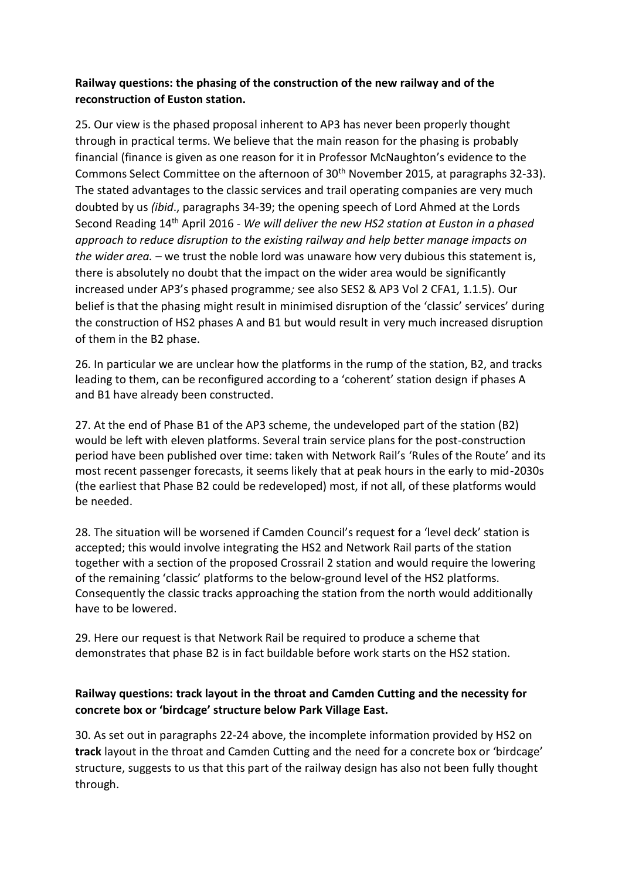**Railway questions: the phasing of the construction of the new railway and of the reconstruction of Euston station.**

25. Our view is the phased proposal inherent to AP3 has never been properly thought through in practical terms. We believe that the main reason for the phasing is probably financial (finance is given as one reason for it in Professor McNaughton's evidence to the Commons Select Committee on the afternoon of 30th November 2015, at paragraphs 32-33). The stated advantages to the classic services and trail operating companies are very much doubted by us *(ibid*., paragraphs 34-39; the opening speech of Lord Ahmed at the Lords Second Reading 14th April 2016 - *We will deliver the new HS2 station at Euston in a phased approach to reduce disruption to the existing railway and help better manage impacts on the wider area.* – we trust the noble lord was unaware how very dubious this statement is, there is absolutely no doubt that the impact on the wider area would be significantly increased under AP3's phased programme*;* see also SES2 & AP3 Vol 2 CFA1, 1.1.5). Our belief is that the phasing might result in minimised disruption of the 'classic' services' during the construction of HS2 phases A and B1 but would result in very much increased disruption of them in the B2 phase.

26. In particular we are unclear how the platforms in the rump of the station, B2, and tracks leading to them, can be reconfigured according to a 'coherent' station design if phases A and B1 have already been constructed.

27. At the end of Phase B1 of the AP3 scheme, the undeveloped part of the station (B2) would be left with eleven platforms. Several train service plans for the post-construction period have been published over time: taken with Network Rail's 'Rules of the Route' and its most recent passenger forecasts, it seems likely that at peak hours in the early to mid-2030s (the earliest that Phase B2 could be redeveloped) most, if not all, of these platforms would be needed.

28. The situation will be worsened if Camden Council's request for a 'level deck' station is accepted; this would involve integrating the HS2 and Network Rail parts of the station together with a section of the proposed Crossrail 2 station and would require the lowering of the remaining 'classic' platforms to the below-ground level of the HS2 platforms. Consequently the classic tracks approaching the station from the north would additionally have to be lowered.

29. Here our request is that Network Rail be required to produce a scheme that demonstrates that phase B2 is in fact buildable before work starts on the HS2 station.

**Railway questions: track layout in the throat and Camden Cutting and the necessity for concrete box or 'birdcage' structure below Park Village East.**

30. As set out in paragraphs 22-24 above, the incomplete information provided by HS2 on **track** layout in the throat and Camden Cutting and the need for a concrete box or 'birdcage' structure, suggests to us that this part of the railway design has also not been fully thought through.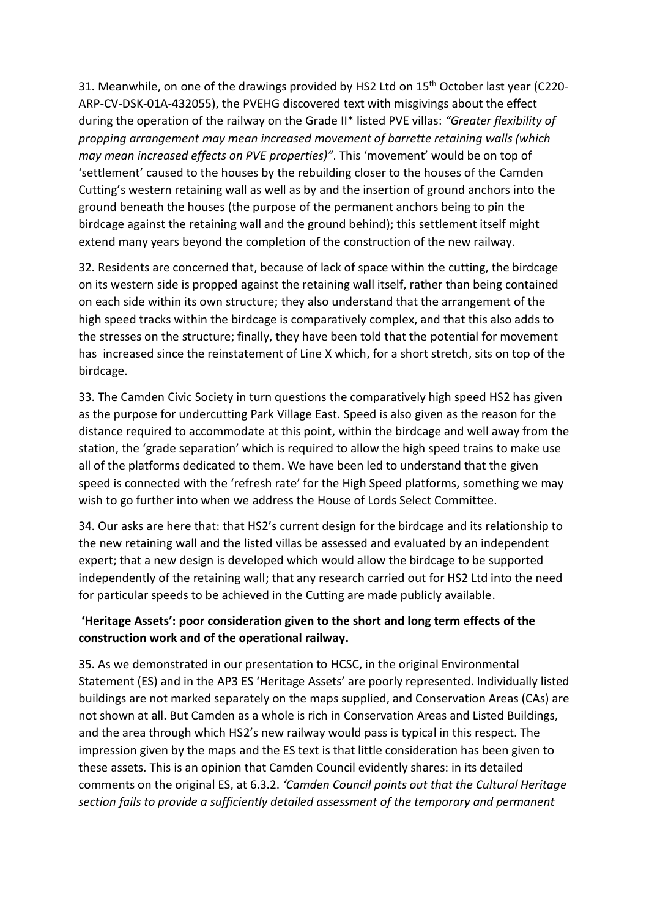31. Meanwhile, on one of the drawings provided by HS2 Ltd on 15th October last year (C220-ARP-CV-DSK-01A-432055), the PVEHG discovered text with misgivings about the effect during the operation of the railway on the Grade II* listed PVE villas: *"Greater flexibility of propping arrangement may mean increased movement of barrette retaining walls (which may mean increased effects on PVE properties)"*. This 'movement' would be on top of 'settlement' caused to the houses by the rebuilding closer to the houses of the Camden Cutting's western retaining wall as well as by and the insertion of ground anchors into the ground beneath the houses (the purpose of the permanent anchors being to pin the birdcage against the retaining wall and the ground behind); this settlement itself might extend many years beyond the completion of the construction of the new railway.

32. Residents are concerned that, because of lack of space within the cutting, the birdcage on its western side is propped against the retaining wall itself, rather than being contained on each side within its own structure; they also understand that the arrangement of the high speed tracks within the birdcage is comparatively complex, and that this also adds to the stresses on the structure; finally, they have been told that the potential for movement has increased since the reinstatement of Line X which, for a short stretch, sits on top of the birdcage.

33. The Camden Civic Society in turn questions the comparatively high speed HS2 has given as the purpose for undercutting Park Village East. Speed is also given as the reason for the distance required to accommodate at this point, within the birdcage and well away from the station, the 'grade separation' which is required to allow the high speed trains to make use all of the platforms dedicated to them. We have been led to understand that the given speed is connected with the 'refresh rate' for the High Speed platforms, something we may wish to go further into when we address the House of Lords Select Committee.

34. Our asks are here that: that HS2's current design for the birdcage and its relationship to the new retaining wall and the listed villas be assessed and evaluated by an independent expert; that a new design is developed which would allow the birdcage to be supported independently of the retaining wall; that any research carried out for HS2 Ltd into the need for particular speeds to be achieved in the Cutting are made publicly available.

**'Heritage Assets': poor consideration given to the short and long term effects of the construction work and of the operational railway.**

35. As we demonstrated in our presentation to HCSC, in the original Environmental Statement (ES) and in the AP3 ES 'Heritage Assets' are poorly represented. Individually listed buildings are not marked separately on the maps supplied, and Conservation Areas (CAs) are not shown at all. But Camden as a whole is rich in Conservation Areas and Listed Buildings, and the area through which HS2's new railway would pass is typical in this respect. The impression given by the maps and the ES text is that little consideration has been given to these assets. This is an opinion that Camden Council evidently shares: in its detailed comments on the original ES, at 6.3.2. *'Camden Council points out that the Cultural Heritage section fails to provide a sufficiently detailed assessment of the temporary and permanent*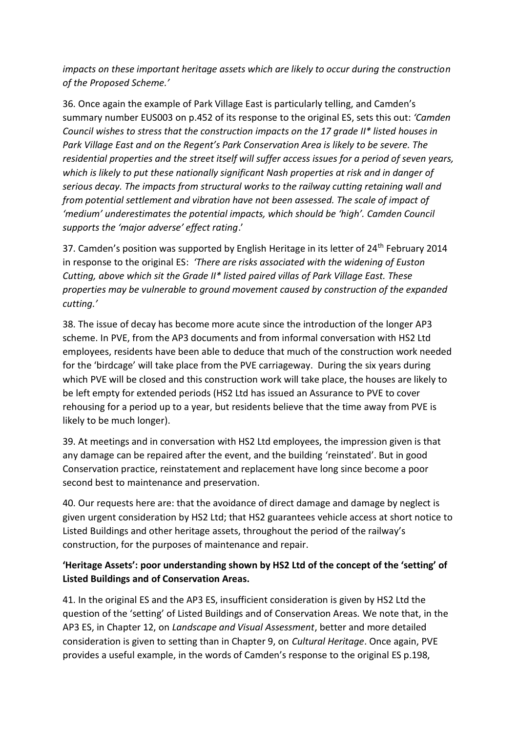*impacts on these important heritage assets which are likely to occur during the construction of the Proposed Scheme.'*

36. Once again the example of Park Village East is particularly telling, and Camden's summary number EUS003 on p.452 of its response to the original ES, sets this out: *'Camden Council wishes to stress that the construction impacts on the 17 grade II* listed houses in Park Village East and on the Regent's Park Conservation Area is likely to be severe. The residential properties and the street itself will suffer access issues for a period of seven years, which is likely to put these nationally significant Nash properties at risk and in danger of serious decay. The impacts from structural works to the railway cutting retaining wall and from potential settlement and vibration have not been assessed. The scale of impact of 'medium' underestimates the potential impacts, which should be 'high'. Camden Council supports the 'major adverse' effect rating*.'

37. Camden's position was supported by English Heritage in its letter of 24th February 2014 in response to the original ES: *'There are risks associated with the widening of Euston Cutting, above which sit the Grade II* listed paired villas of Park Village East. These properties may be vulnerable to ground movement caused by construction of the expanded cutting.'*

38. The issue of decay has become more acute since the introduction of the longer AP3 scheme. In PVE, from the AP3 documents and from informal conversation with HS2 Ltd employees, residents have been able to deduce that much of the construction work needed for the 'birdcage' will take place from the PVE carriageway. During the six years during which PVE will be closed and this construction work will take place, the houses are likely to be left empty for extended periods (HS2 Ltd has issued an Assurance to PVE to cover rehousing for a period up to a year, but residents believe that the time away from PVE is likely to be much longer).

39. At meetings and in conversation with HS2 Ltd employees, the impression given is that any damage can be repaired after the event, and the building 'reinstated'. But in good Conservation practice, reinstatement and replacement have long since become a poor second best to maintenance and preservation.

40. Our requests here are: that the avoidance of direct damage and damage by neglect is given urgent consideration by HS2 Ltd; that HS2 guarantees vehicle access at short notice to Listed Buildings and other heritage assets, throughout the period of the railway's construction, for the purposes of maintenance and repair.

**'Heritage Assets': poor understanding shown by HS2 Ltd of the concept of the 'setting' of Listed Buildings and of Conservation Areas.**

41. In the original ES and the AP3 ES, insufficient consideration is given by HS2 Ltd the question of the 'setting' of Listed Buildings and of Conservation Areas. We note that, in the AP3 ES, in Chapter 12, on *Landscape and Visual Assessment*, better and more detailed consideration is given to setting than in Chapter 9, on *Cultural Heritage*. Once again, PVE provides a useful example, in the words of Camden's response to the original ES p.198,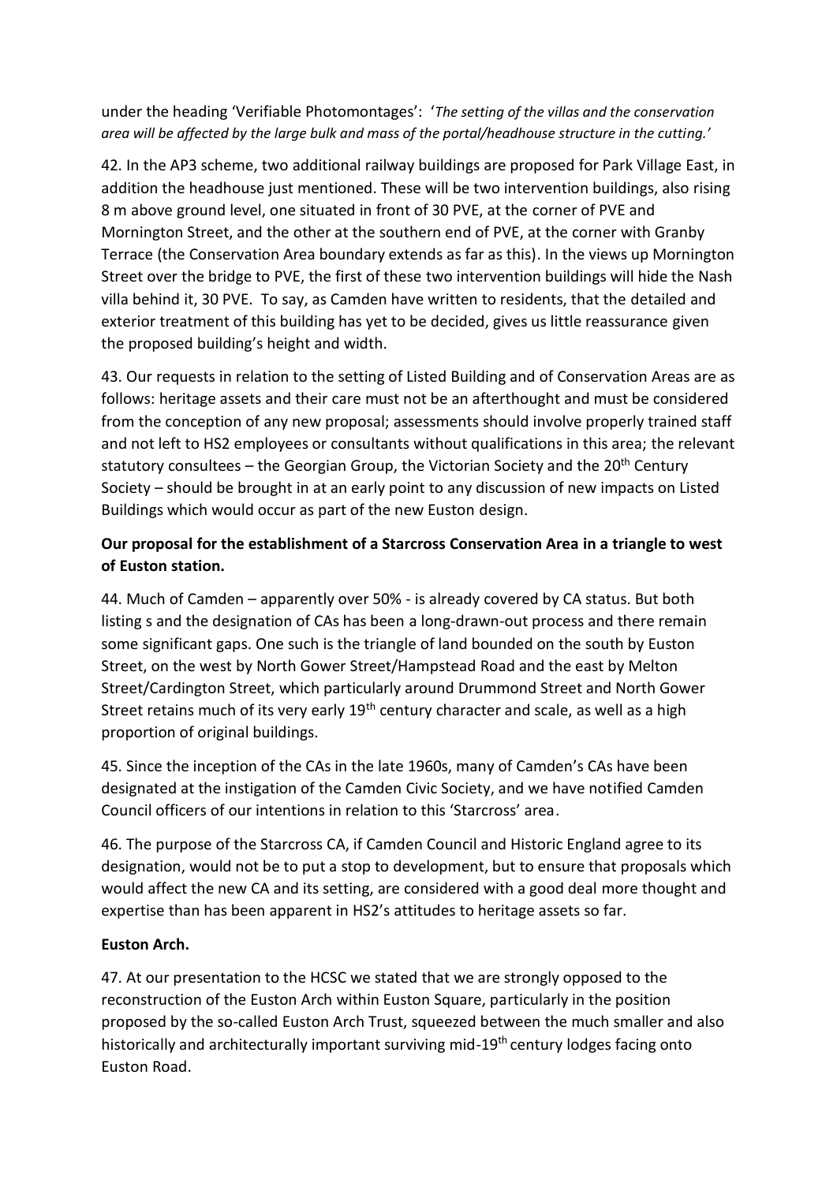under the heading 'Verifiable Photomontages': '*The setting of the villas and the conservation area will be affected by the large bulk and mass of the portal/headhouse structure in the cutting.'*

42. In the AP3 scheme, two additional railway buildings are proposed for Park Village East, in addition the headhouse just mentioned. These will be two intervention buildings, also rising 8 m above ground level, one situated in front of 30 PVE, at the corner of PVE and Mornington Street, and the other at the southern end of PVE, at the corner with Granby Terrace (the Conservation Area boundary extends as far as this). In the views up Mornington Street over the bridge to PVE, the first of these two intervention buildings will hide the Nash villa behind it, 30 PVE. To say, as Camden have written to residents, that the detailed and exterior treatment of this building has yet to be decided, gives us little reassurance given the proposed building's height and width.

43. Our requests in relation to the setting of Listed Building and of Conservation Areas are as follows: heritage assets and their care must not be an afterthought and must be considered from the conception of any new proposal; assessments should involve properly trained staff and not left to HS2 employees or consultants without qualifications in this area; the relevant statutory consultees – the Georgian Group, the Victorian Society and the 20th Century Society – should be brought in at an early point to any discussion of new impacts on Listed Buildings which would occur as part of the new Euston design.

**Our proposal for the establishment of a Starcross Conservation Area in a triangle to west of Euston station.**

44. Much of Camden – apparently over 50% - is already covered by CA status. But both listing s and the designation of CAs has been a long-drawn-out process and there remain some significant gaps. One such is the triangle of land bounded on the south by Euston Street, on the west by North Gower Street/Hampstead Road and the east by Melton Street/Cardington Street, which particularly around Drummond Street and North Gower Street retains much of its very early 19th century character and scale, as well as a high proportion of original buildings.

45. Since the inception of the CAs in the late 1960s, many of Camden's CAs have been designated at the instigation of the Camden Civic Society, and we have notified Camden Council officers of our intentions in relation to this 'Starcross' area.

46. The purpose of the Starcross CA, if Camden Council and Historic England agree to its designation, would not be to put a stop to development, but to ensure that proposals which would affect the new CA and its setting, are considered with a good deal more thought and expertise than has been apparent in HS2's attitudes to heritage assets so far.

**Euston Arch.**

47. At our presentation to the HCSC we stated that we are strongly opposed to the reconstruction of the Euston Arch within Euston Square, particularly in the position proposed by the so-called Euston Arch Trust, squeezed between the much smaller and also historically and architecturally important surviving mid-19th century lodges facing onto Euston Road.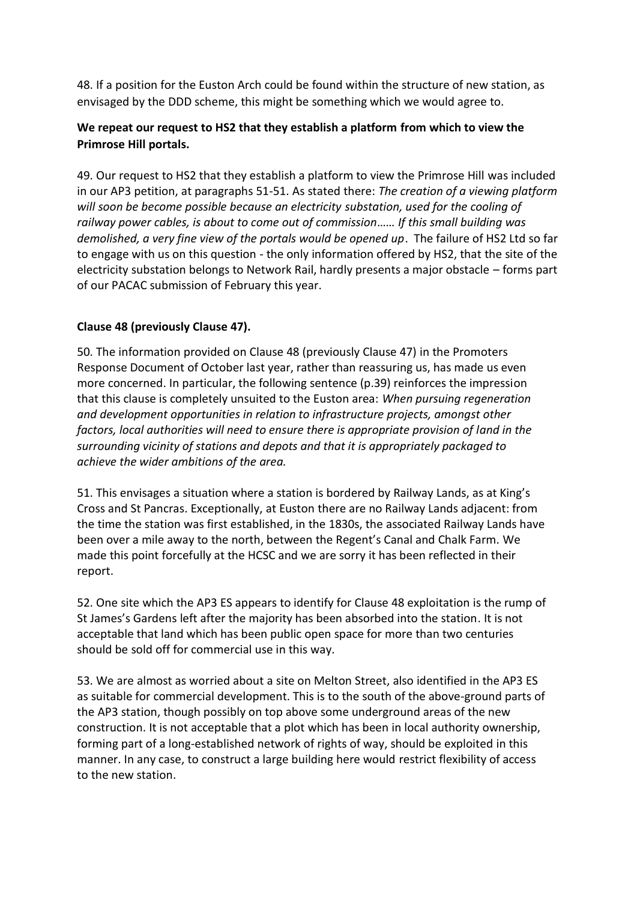48. If a position for the Euston Arch could be found within the structure of new station, as envisaged by the DDD scheme, this might be something which we would agree to.

**We repeat our request to HS2 that they establish a platform from which to view the Primrose Hill portals.**

49. Our request to HS2 that they establish a platform to view the Primrose Hill was included in our AP3 petition, at paragraphs 51-51. As stated there: *The creation of a viewing platform will soon be become possible because an electricity substation, used for the cooling of railway power cables, is about to come out of commission…… If this small building was demolished, a very fine view of the portals would be opened up*. The failure of HS2 Ltd so far to engage with us on this question - the only information offered by HS2, that the site of the electricity substation belongs to Network Rail, hardly presents a major obstacle – forms part of our PACAC submission of February this year.

**Clause 48 (previously Clause 47).**

50. The information provided on Clause 48 (previously Clause 47) in the Promoters Response Document of October last year, rather than reassuring us, has made us even more concerned. In particular, the following sentence (p.39) reinforces the impression that this clause is completely unsuited to the Euston area: *When pursuing regeneration and development opportunities in relation to infrastructure projects, amongst other factors, local authorities will need to ensure there is appropriate provision of land in the surrounding vicinity of stations and depots and that it is appropriately packaged to achieve the wider ambitions of the area.*

51. This envisages a situation where a station is bordered by Railway Lands, as at King's Cross and St Pancras. Exceptionally, at Euston there are no Railway Lands adjacent: from the time the station was first established, in the 1830s, the associated Railway Lands have been over a mile away to the north, between the Regent's Canal and Chalk Farm. We made this point forcefully at the HCSC and we are sorry it has been reflected in their report.

52. One site which the AP3 ES appears to identify for Clause 48 exploitation is the rump of St James's Gardens left after the majority has been absorbed into the station. It is not acceptable that land which has been public open space for more than two centuries should be sold off for commercial use in this way.

53. We are almost as worried about a site on Melton Street, also identified in the AP3 ES as suitable for commercial development. This is to the south of the above-ground parts of the AP3 station, though possibly on top above some underground areas of the new construction. It is not acceptable that a plot which has been in local authority ownership, forming part of a long-established network of rights of way, should be exploited in this manner. In any case, to construct a large building here would restrict flexibility of access to the new station.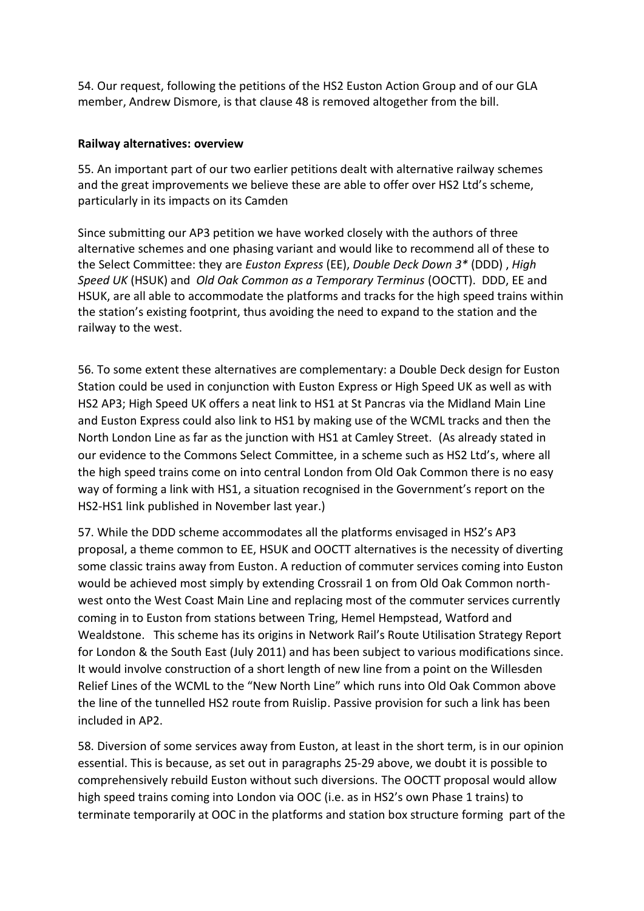54. Our request, following the petitions of the HS2 Euston Action Group and of our GLA member, Andrew Dismore, is that clause 48 is removed altogether from the bill.

**Railway alternatives: overview**

55. An important part of our two earlier petitions dealt with alternative railway schemes and the great improvements we believe these are able to offer over HS2 Ltd's scheme, particularly in its impacts on its Camden

Since submitting our AP3 petition we have worked closely with the authors of three alternative schemes and one phasing variant and would like to recommend all of these to the Select Committee: they are *Euston Express* (EE), *Double Deck Down 3** (DDD) , *High Speed UK* (HSUK) and *Old Oak Common as a Temporary Terminus* (OOCTT). DDD, EE and HSUK, are all able to accommodate the platforms and tracks for the high speed trains within the station's existing footprint, thus avoiding the need to expand to the station and the railway to the west.

56. To some extent these alternatives are complementary: a Double Deck design for Euston Station could be used in conjunction with Euston Express or High Speed UK as well as with HS2 AP3; High Speed UK offers a neat link to HS1 at St Pancras via the Midland Main Line and Euston Express could also link to HS1 by making use of the WCML tracks and then the North London Line as far as the junction with HS1 at Camley Street. (As already stated in our evidence to the Commons Select Committee, in a scheme such as HS2 Ltd's, where all the high speed trains come on into central London from Old Oak Common there is no easy way of forming a link with HS1, a situation recognised in the Government's report on the HS2-HS1 link published in November last year.)

57. While the DDD scheme accommodates all the platforms envisaged in HS2's AP3 proposal, a theme common to EE, HSUK and OOCTT alternatives is the necessity of diverting some classic trains away from Euston. A reduction of commuter services coming into Euston would be achieved most simply by extending Crossrail 1 on from Old Oak Common north-west onto the West Coast Main Line and replacing most of the commuter services currently coming in to Euston from stations between Tring, Hemel Hempstead, Watford and Wealdstone. This scheme has its origins in Network Rail's Route Utilisation Strategy Report for London & the South East (July 2011) and has been subject to various modifications since. It would involve construction of a short length of new line from a point on the Willesden Relief Lines of the WCML to the "New North Line" which runs into Old Oak Common above the line of the tunnelled HS2 route from Ruislip. Passive provision for such a link has been included in AP2.

58. Diversion of some services away from Euston, at least in the short term, is in our opinion essential. This is because, as set out in paragraphs 25-29 above, we doubt it is possible to comprehensively rebuild Euston without such diversions. The OOCTT proposal would allow high speed trains coming into London via OOC (i.e. as in HS2's own Phase 1 trains) to terminate temporarily at OOC in the platforms and station box structure forming part of the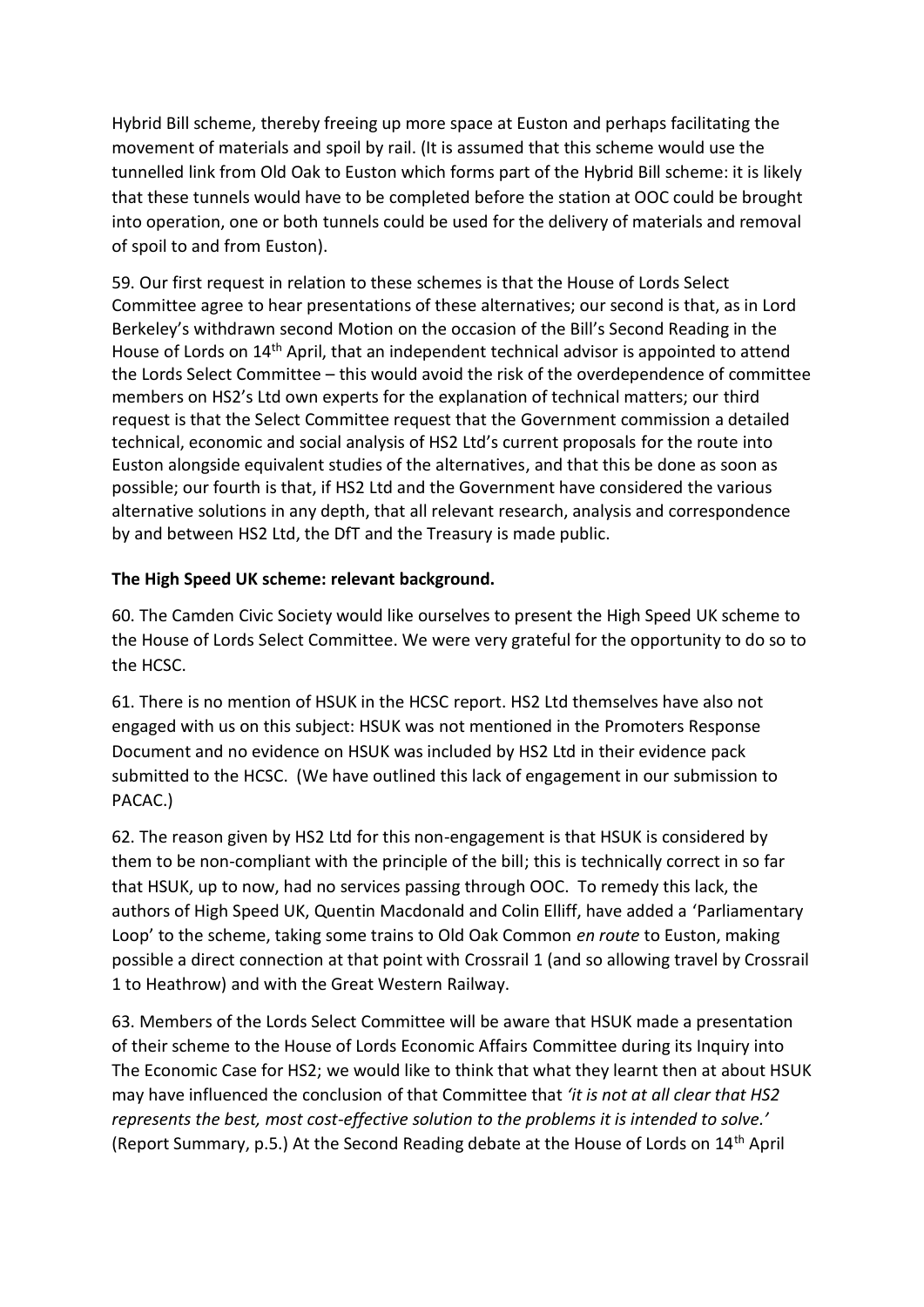Hybrid Bill scheme, thereby freeing up more space at Euston and perhaps facilitating the movement of materials and spoil by rail. (It is assumed that this scheme would use the tunnelled link from Old Oak to Euston which forms part of the Hybrid Bill scheme: it is likely that these tunnels would have to be completed before the station at OOC could be brought into operation, one or both tunnels could be used for the delivery of materials and removal of spoil to and from Euston).

59. Our first request in relation to these schemes is that the House of Lords Select Committee agree to hear presentations of these alternatives; our second is that, as in Lord Berkeley's withdrawn second Motion on the occasion of the Bill's Second Reading in the House of Lords on 14th April, that an independent technical advisor is appointed to attend the Lords Select Committee – this would avoid the risk of the overdependence of committee members on HS2's Ltd own experts for the explanation of technical matters; our third request is that the Select Committee request that the Government commission a detailed technical, economic and social analysis of HS2 Ltd's current proposals for the route into Euston alongside equivalent studies of the alternatives, and that this be done as soon as possible; our fourth is that, if HS2 Ltd and the Government have considered the various alternative solutions in any depth, that all relevant research, analysis and correspondence by and between HS2 Ltd, the DfT and the Treasury is made public.

**The High Speed UK scheme: relevant background.**

60. The Camden Civic Society would like ourselves to present the High Speed UK scheme to the House of Lords Select Committee. We were very grateful for the opportunity to do so to the HCSC.

61. There is no mention of HSUK in the HCSC report. HS2 Ltd themselves have also not engaged with us on this subject: HSUK was not mentioned in the Promoters Response Document and no evidence on HSUK was included by HS2 Ltd in their evidence pack submitted to the HCSC. (We have outlined this lack of engagement in our submission to PACAC.)

62. The reason given by HS2 Ltd for this non-engagement is that HSUK is considered by them to be non-compliant with the principle of the bill; this is technically correct in so far that HSUK, up to now, had no services passing through OOC. To remedy this lack, the authors of High Speed UK, Quentin Macdonald and Colin Elliff, have added a 'Parliamentary Loop' to the scheme, taking some trains to Old Oak Common *en route* to Euston, making possible a direct connection at that point with Crossrail 1 (and so allowing travel by Crossrail 1 to Heathrow) and with the Great Western Railway.

63. Members of the Lords Select Committee will be aware that HSUK made a presentation of their scheme to the House of Lords Economic Affairs Committee during its Inquiry into The Economic Case for HS2; we would like to think that what they learnt then at about HSUK may have influenced the conclusion of that Committee that *'it is not at all clear that HS2 represents the best, most cost-effective solution to the problems it is intended to solve.'* (Report Summary, p.5.) At the Second Reading debate at the House of Lords on 14th April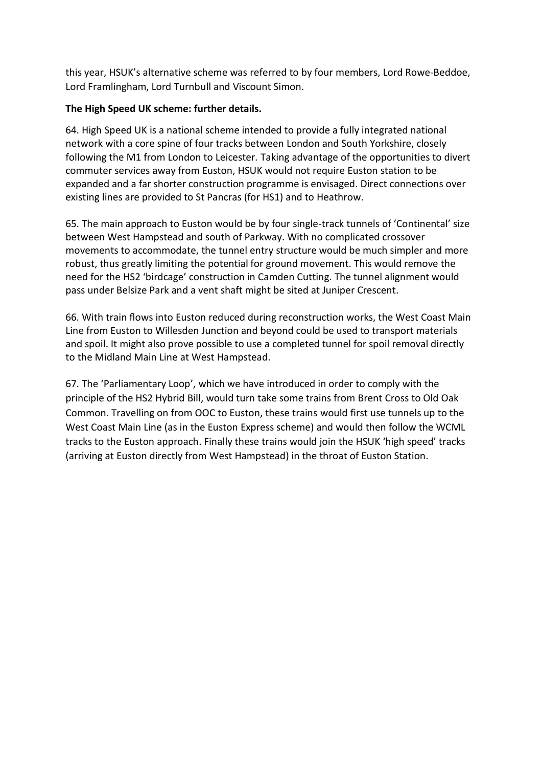this year, HSUK's alternative scheme was referred to by four members, Lord Rowe-Beddoe, Lord Framlingham, Lord Turnbull and Viscount Simon.

**The High Speed UK scheme: further details.**

64. High Speed UK is a national scheme intended to provide a fully integrated national network with a core spine of four tracks between London and South Yorkshire, closely following the M1 from London to Leicester. Taking advantage of the opportunities to divert commuter services away from Euston, HSUK would not require Euston station to be expanded and a far shorter construction programme is envisaged. Direct connections over existing lines are provided to St Pancras (for HS1) and to Heathrow.

65. The main approach to Euston would be by four single-track tunnels of 'Continental' size between West Hampstead and south of Parkway. With no complicated crossover movements to accommodate, the tunnel entry structure would be much simpler and more robust, thus greatly limiting the potential for ground movement. This would remove the need for the HS2 'birdcage' construction in Camden Cutting. The tunnel alignment would pass under Belsize Park and a vent shaft might be sited at Juniper Crescent.

66. With train flows into Euston reduced during reconstruction works, the West Coast Main Line from Euston to Willesden Junction and beyond could be used to transport materials and spoil. It might also prove possible to use a completed tunnel for spoil removal directly to the Midland Main Line at West Hampstead.

67. The 'Parliamentary Loop', which we have introduced in order to comply with the principle of the HS2 Hybrid Bill, would turn take some trains from Brent Cross to Old Oak Common. Travelling on from OOC to Euston, these trains would first use tunnels up to the West Coast Main Line (as in the Euston Express scheme) and would then follow the WCML tracks to the Euston approach. Finally these trains would join the HSUK 'high speed' tracks (arriving at Euston directly from West Hampstead) in the throat of Euston Station.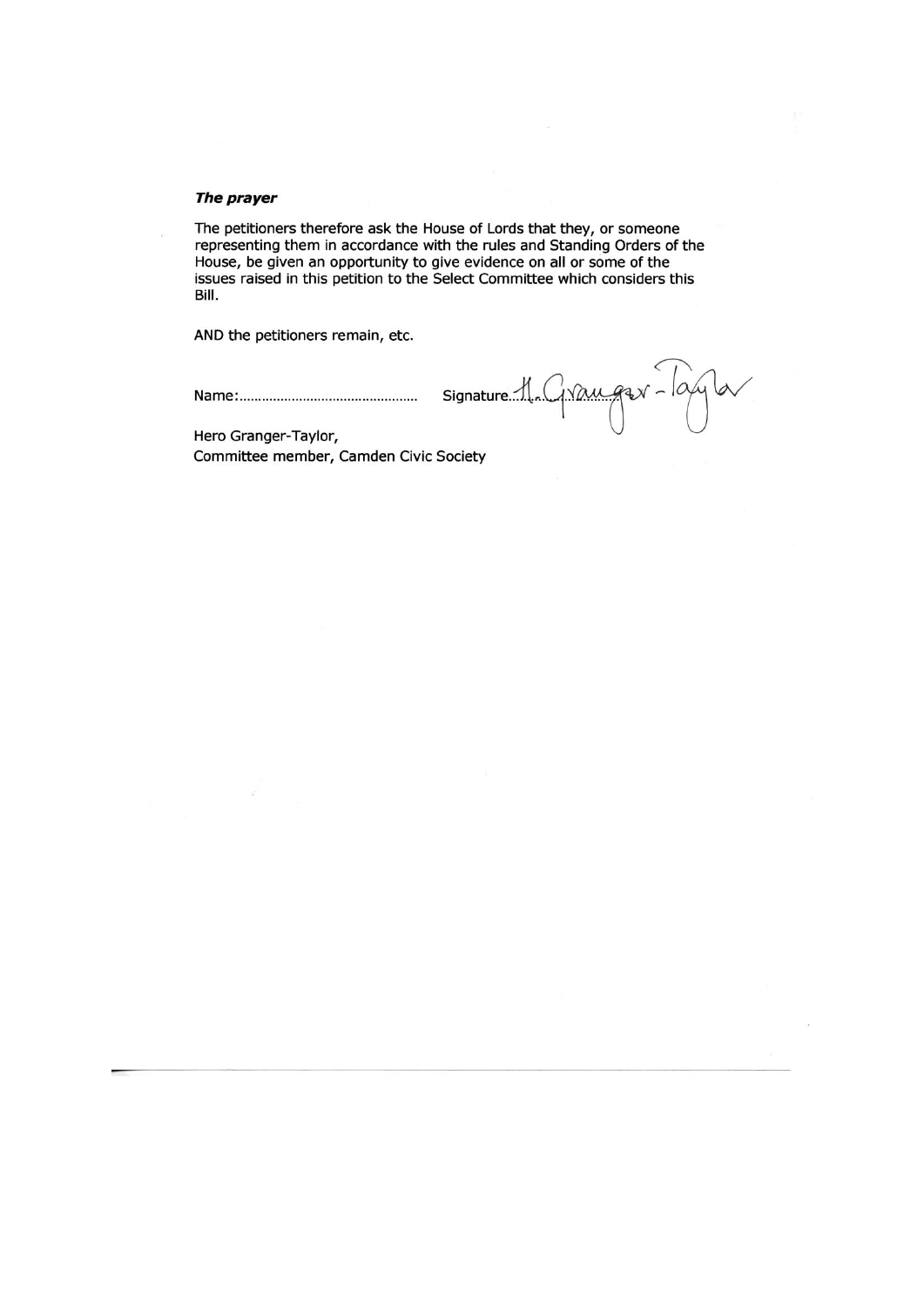***The prayer***

The petitioners therefore ask the House of Lords that they, or someone representing them in accordance with the rules and Standing Orders of the House, be given an opportunity to give evidence on all or some of the issues raised in this petition to the Select Committee which considers this Bill.

AND the petitioners remain, etc.

Name:.............................................. Signature: H. Granger-Taylor

Hero Granger-Taylor,
Committee member, Camden Civic Society